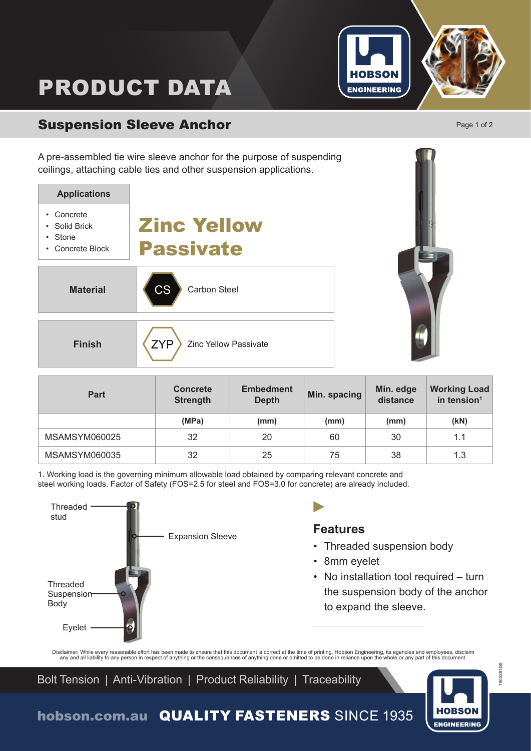# PRODUCT DATA

## Suspension Sleeve Anchor

A pre-assembled tie wire sleeve anchor for the purpose of suspending ceilings, attaching cable ties and other suspension applications.

| Applications |
|---|
| • Concrete<br>• Solid Brick<br>• Stone<br>• Concrete Block |

**Zinc Yellow Passivate**

| Material | CS Carbon Steel |
|---|---|
| **Finish** | ZYP Zinc Yellow Passivate |

| Part | Concrete Strength | Embedment Depth | Min. spacing | Min. edge distance | Working Load in tension[1] |
|---|---|---|---|---|---|
| | (MPa) | (mm) | (mm) | (mm) | (kN) |
| MSAMSYM060025 | 32 | 20 | 60 | 30 | 1.1 |
| MSAMSYM060035 | 32 | 25 | 75 | 38 | 1.3 |

1. Working load is the governing minimum allowable load obtained by comparing relevant concrete and steel working loads. Factor of Safety (FOS=2.5 for steel and FOS=3.0 for concrete) are already included.

Threaded stud

Expansion Sleeve

Threaded Suspension Body

Eyelet

### Features

- Threaded suspension body
- 8mm eyelet
- No installation tool required – turn the suspension body of the anchor to expand the sleeve.

Disclaimer: While every reasonable effort has been made to ensure that this document is correct at the time of printing, Hobson Engineering, its agencies and employees, disclaim any and all liability to any person in respect of anything or the consequences of anything done or omitted to be done in reliance upon the whole or any part of this document.

Bolt Tension | Anti-Vibration | Product Reliability | Traceability

hobson.com.au **QUALITY FASTENERS** SINCE 1935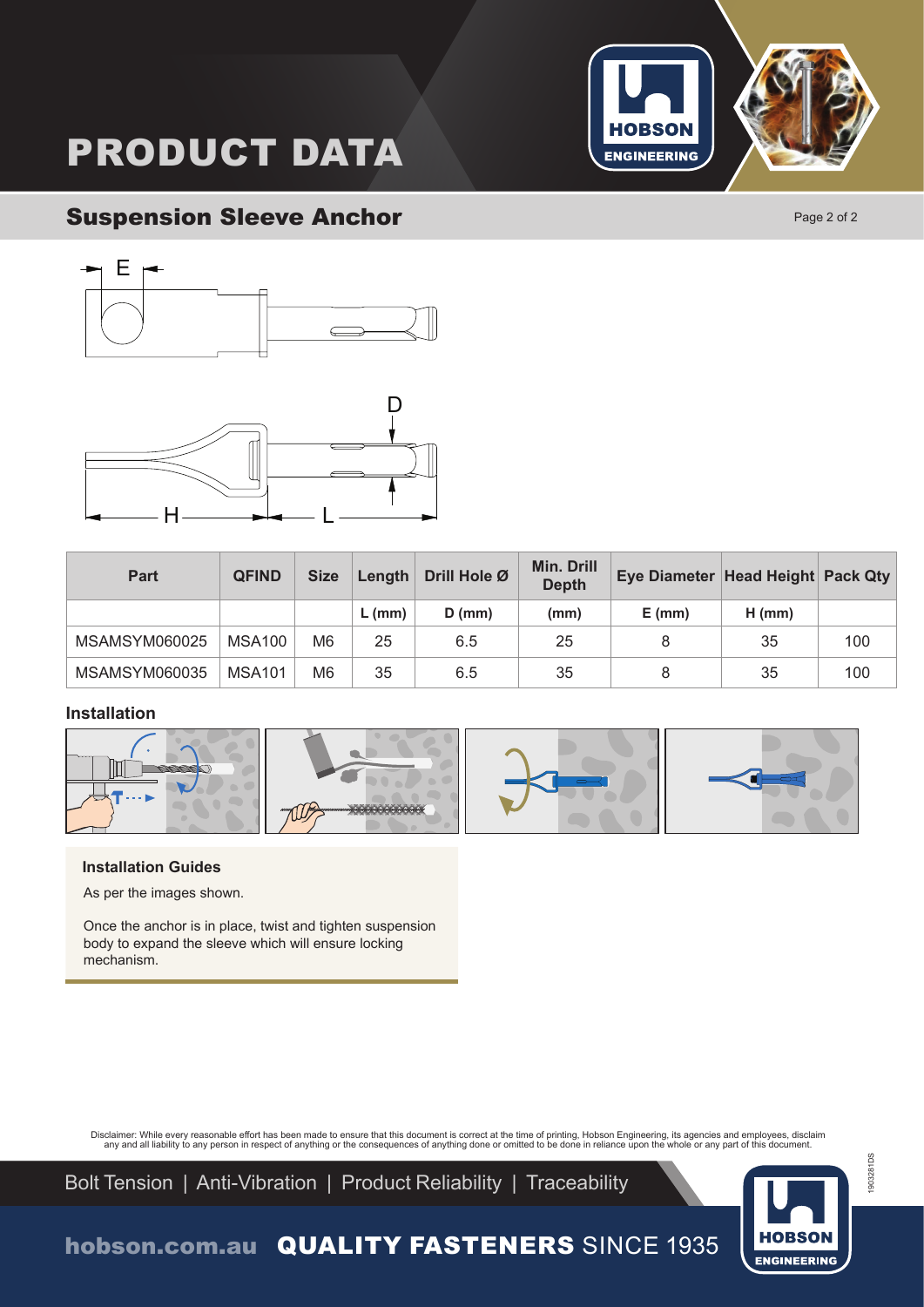# PRODUCT DATA

## Suspension Sleeve Anchor

E

D

H L

| Part | QFIND | Size | Length | Drill Hole Ø | Min. Drill Depth | Eye Diameter | Head Height | Pack Qty |
|---|---|---|---|---|---|---|---|---|
| | | | L (mm) | D (mm) | (mm) | E (mm) | H (mm) | |
| MSAMSYM060025 | MSA100 | M6 | 25 | 6.5 | 25 | 8 | 35 | 100 |
| MSAMSYM060035 | MSA101 | M6 | 35 | 6.5 | 35 | 8 | 35 | 100 |

### Installation

**Installation Guides**

As per the images shown.

Once the anchor is in place, twist and tighten suspension body to expand the sleeve which will ensure locking mechanism.

Disclaimer: While every reasonable effort has been made to ensure that this document is correct at the time of printing, Hobson Engineering, its agencies and employees, disclaim any and all liability to any person in respect of anything or the consequences of anything done or omitted to be done in reliance upon the whole or any part of this document.

Bolt Tension | Anti-Vibration | Product Reliability | Traceability

hobson.com.au **QUALITY FASTENERS** SINCE 1935